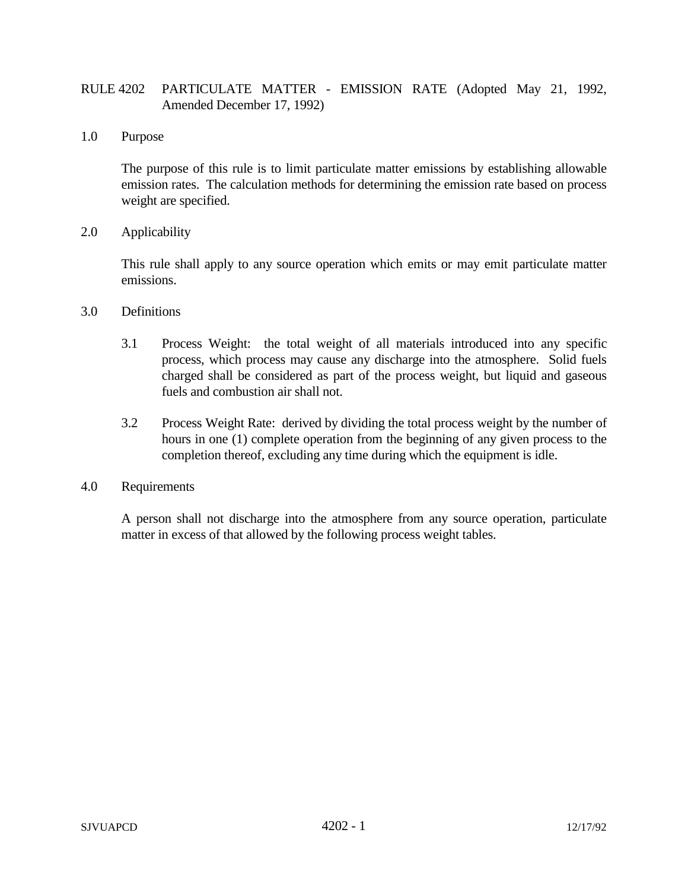# RULE 4202 PARTICULATE MATTER - EMISSION RATE (Adopted May 21, 1992, Amended December 17, 1992)

## 1.0 Purpose

The purpose of this rule is to limit particulate matter emissions by establishing allowable emission rates. The calculation methods for determining the emission rate based on process weight are specified.

## 2.0 Applicability

This rule shall apply to any source operation which emits or may emit particulate matter emissions.

## 3.0 Definitions

3.1 Process Weight: the total weight of all materials introduced into any specific process, which process may cause any discharge into the atmosphere. Solid fuels charged shall be considered as part of the process weight, but liquid and gaseous fuels and combustion air shall not.

3.2 Process Weight Rate: derived by dividing the total process weight by the number of hours in one (1) complete operation from the beginning of any given process to the completion thereof, excluding any time during which the equipment is idle.

## 4.0 Requirements

A person shall not discharge into the atmosphere from any source operation, particulate matter in excess of that allowed by the following process weight tables.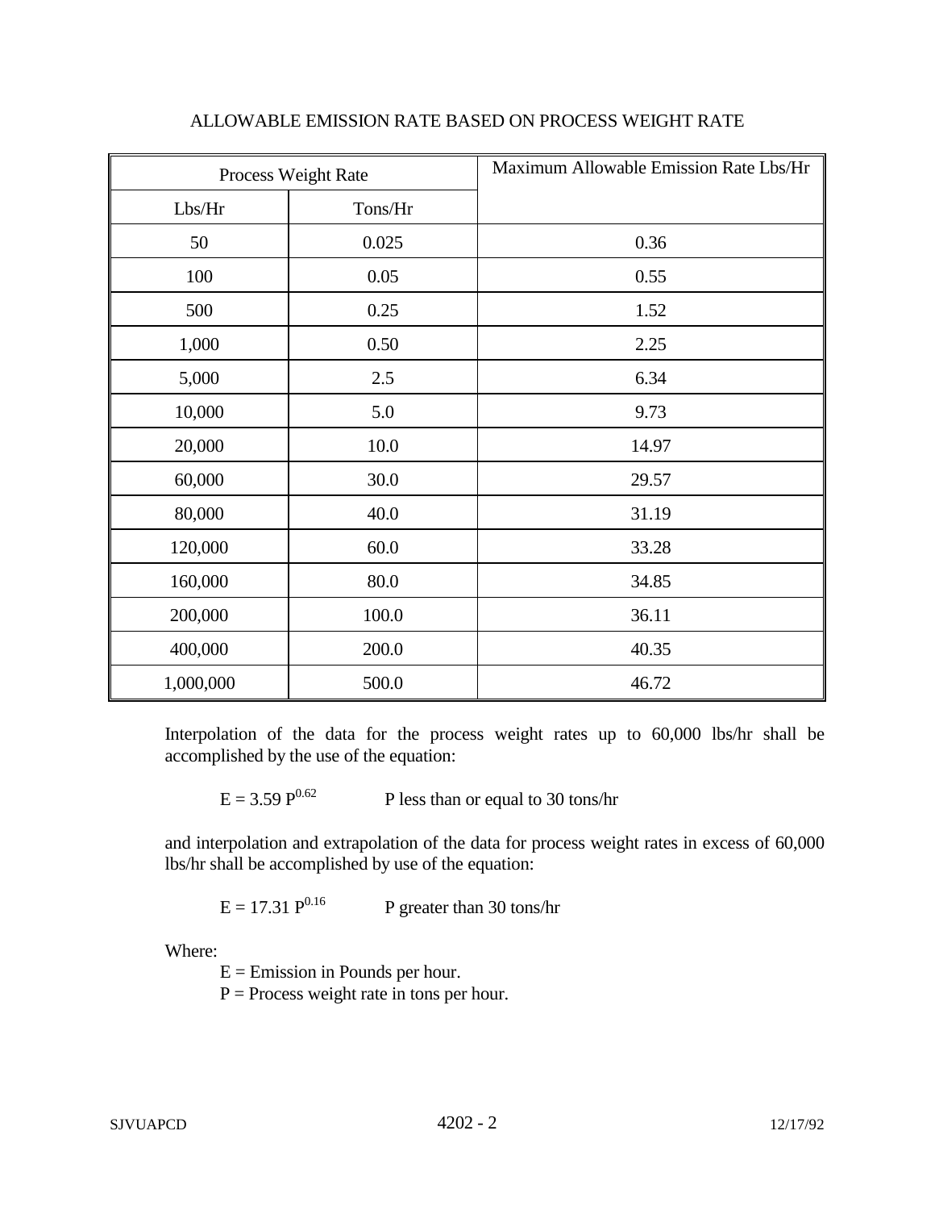ALLOWABLE EMISSION RATE BASED ON PROCESS WEIGHT RATE

| Process Weight Rate | | Maximum Allowable Emission Rate Lbs/Hr |
|---|---|---|
| Lbs/Hr | Tons/Hr | |
| 50 | 0.025 | 0.36 |
| 100 | 0.05 | 0.55 |
| 500 | 0.25 | 1.52 |
| 1,000 | 0.50 | 2.25 |
| 5,000 | 2.5 | 6.34 |
| 10,000 | 5.0 | 9.73 |
| 20,000 | 10.0 | 14.97 |
| 60,000 | 30.0 | 29.57 |
| 80,000 | 40.0 | 31.19 |
| 120,000 | 60.0 | 33.28 |
| 160,000 | 80.0 | 34.85 |
| 200,000 | 100.0 | 36.11 |
| 400,000 | 200.0 | 40.35 |
| 1,000,000 | 500.0 | 46.72 |

Interpolation of the data for the process weight rates up to 60,000 lbs/hr shall be accomplished by the use of the equation:

$E = 3.59\ P^{0.62}$ P less than or equal to 30 tons/hr

and interpolation and extrapolation of the data for process weight rates in excess of 60,000 lbs/hr shall be accomplished by use of the equation:

$E = 17.31\ P^{0.16}$ P greater than 30 tons/hr

Where:

E = Emission in Pounds per hour.
P = Process weight rate in tons per hour.